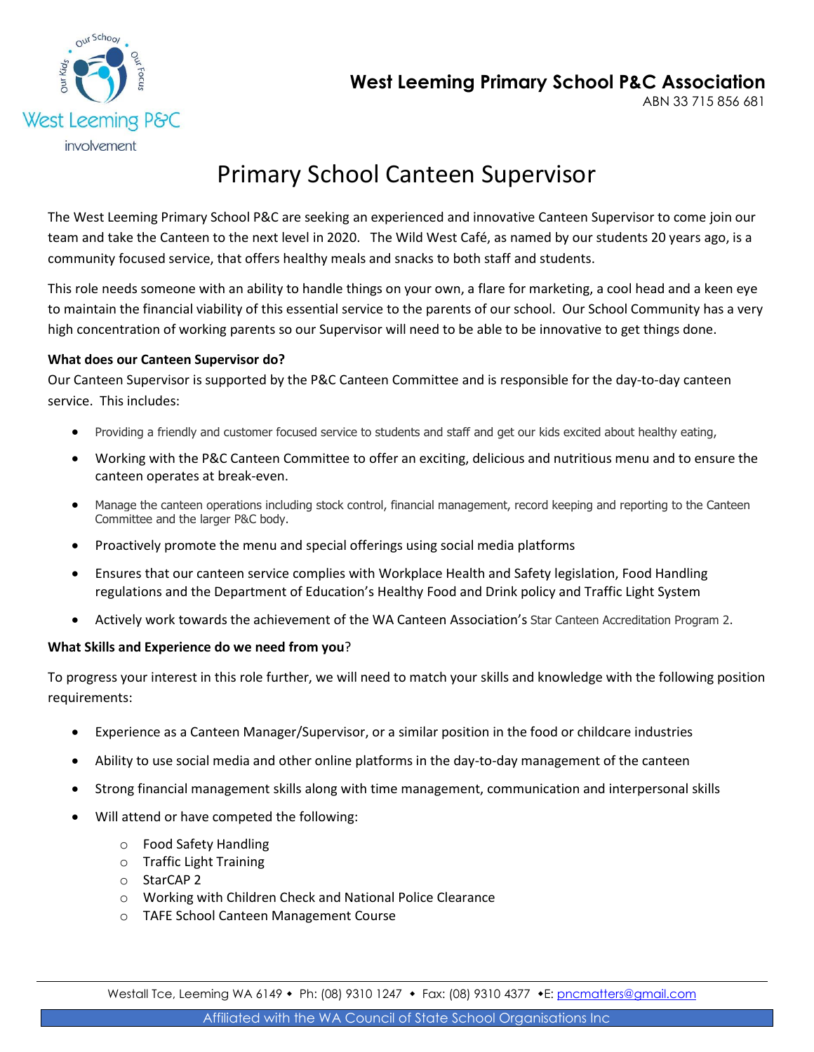West Leeming P&C

involvement

## West Leeming Primary School P&C Association

ABN 33 715 856 681

# Primary School Canteen Supervisor

The West Leeming Primary School P&C are seeking an experienced and innovative Canteen Supervisor to come join our team and take the Canteen to the next level in 2020. The Wild West Café, as named by our students 20 years ago, is a community focused service, that offers healthy meals and snacks to both staff and students.

This role needs someone with an ability to handle things on your own, a flare for marketing, a cool head and a keen eye to maintain the financial viability of this essential service to the parents of our school. Our School Community has a very high concentration of working parents so our Supervisor will need to be able to be innovative to get things done.

**What does our Canteen Supervisor do?**

Our Canteen Supervisor is supported by the P&C Canteen Committee and is responsible for the day-to-day canteen service. This includes:

- Providing a friendly and customer focused service to students and staff and get our kids excited about healthy eating,
- Working with the P&C Canteen Committee to offer an exciting, delicious and nutritious menu and to ensure the canteen operates at break-even.
- Manage the canteen operations including stock control, financial management, record keeping and reporting to the Canteen Committee and the larger P&C body.
- Proactively promote the menu and special offerings using social media platforms
- Ensures that our canteen service complies with Workplace Health and Safety legislation, Food Handling regulations and the Department of Education's Healthy Food and Drink policy and Traffic Light System
- Actively work towards the achievement of the WA Canteen Association's Star Canteen Accreditation Program 2.

**What Skills and Experience do we need from you**?

To progress your interest in this role further, we will need to match your skills and knowledge with the following position requirements:

- Experience as a Canteen Manager/Supervisor, or a similar position in the food or childcare industries
- Ability to use social media and other online platforms in the day-to-day management of the canteen
- Strong financial management skills along with time management, communication and interpersonal skills
- Will attend or have competed the following:
  - Food Safety Handling
  - Traffic Light Training
  - StarCAP 2
  - Working with Children Check and National Police Clearance
  - TAFE School Canteen Management Course

Westall Tce, Leeming WA 6149 • Ph: (08) 9310 1247 • Fax: (08) 9310 4377 • E: pncmatters@gmail.com

Affiliated with the WA Council of State School Organisations Inc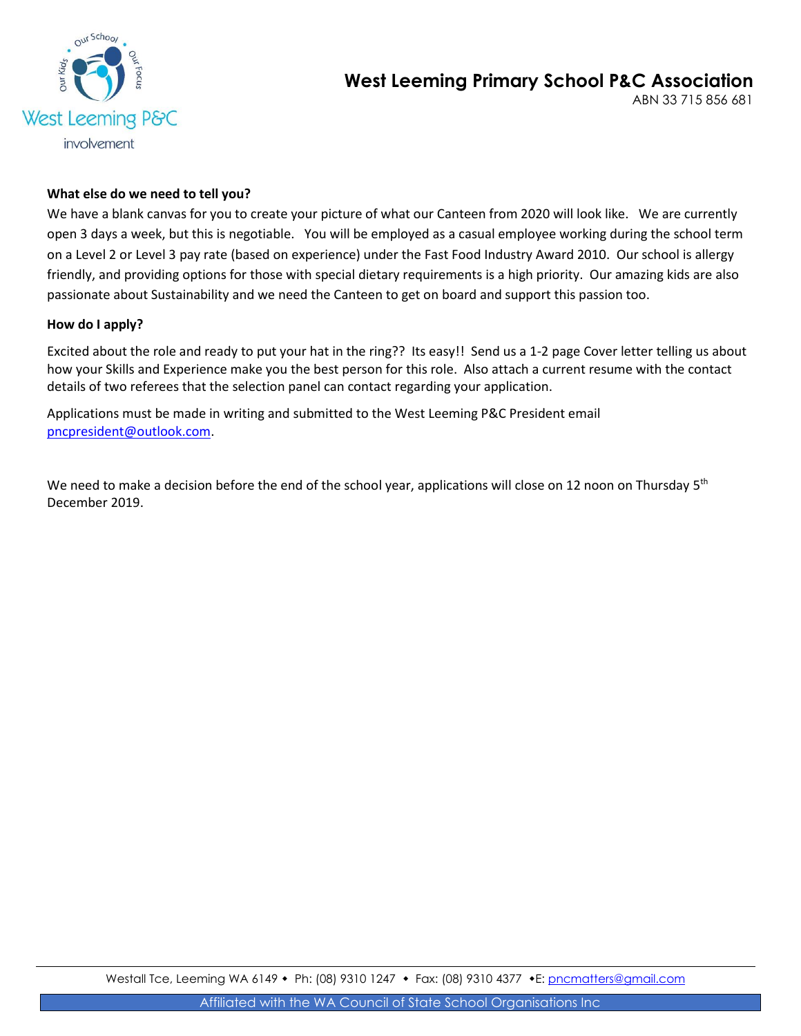# West Leeming Primary School P&C Association

ABN 33 715 856 681

**What else do we need to tell you?**

We have a blank canvas for you to create your picture of what our Canteen from 2020 will look like. We are currently open 3 days a week, but this is negotiable. You will be employed as a casual employee working during the school term on a Level 2 or Level 3 pay rate (based on experience) under the Fast Food Industry Award 2010. Our school is allergy friendly, and providing options for those with special dietary requirements is a high priority. Our amazing kids are also passionate about Sustainability and we need the Canteen to get on board and support this passion too.

**How do I apply?**

Excited about the role and ready to put your hat in the ring?? Its easy!! Send us a 1-2 page Cover letter telling us about how your Skills and Experience make you the best person for this role. Also attach a current resume with the contact details of two referees that the selection panel can contact regarding your application.

Applications must be made in writing and submitted to the West Leeming P&C President email pncpresident@outlook.com.

We need to make a decision before the end of the school year, applications will close on 12 noon on Thursday 5th December 2019.